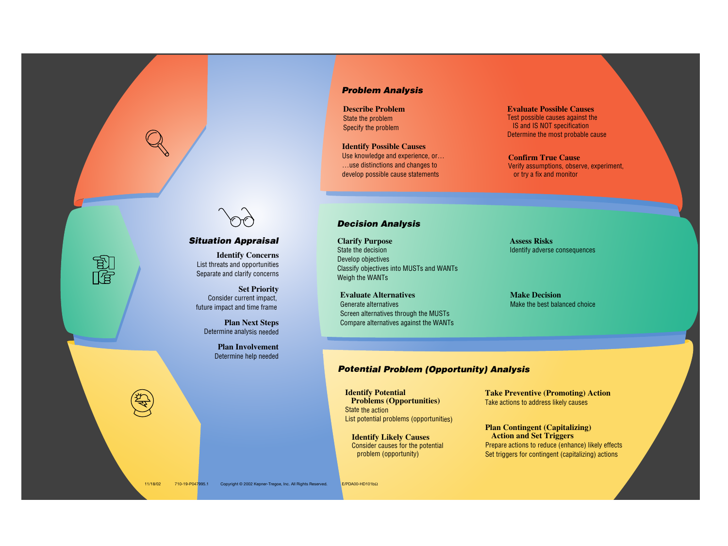## Situation Appraisal

**Identify Concerns**
List threats and opportunities
Separate and clarify concerns

**Set Priority**
Consider current impact,
future impact and time frame

**Plan Next Steps**
Determine analysis needed

**Plan Involvement**
Determine help needed

## Problem Analysis

**Describe Problem**
State the problem
Specify the problem

**Identify Possible Causes**
Use knowledge and experience, or…
…use distinctions and changes to
develop possible cause statements

**Evaluate Possible Causes**
Test possible causes against the
IS and IS NOT specification
Determine the most probable cause

**Confirm True Cause**
Verify assumptions, observe, experiment,
or try a fix and monitor

## Decision Analysis

**Clarify Purpose**
State the decision
Develop objectives
Classify objectives into MUSTs and WANTs
Weigh the WANTs

**Evaluate Alternatives**
Generate alternatives
Screen alternatives through the MUSTs
Compare alternatives against the WANTs

**Assess Risks**
Identify adverse consequences

**Make Decision**
Make the best balanced choice

## Potential Problem (Opportunity) Analysis

**Identify Potential Problems (Opportunities)**
State the action
List potential problems (opportunities)

**Identify Likely Causes**
Consider causes for the potential
problem (opportunity)

**Take Preventive (Promoting) Action**
Take actions to address likely causes

**Plan Contingent (Capitalizing) Action and Set Triggers**
Prepare actions to reduce (enhance) likely effects
Set triggers for contingent (capitalizing) actions

11/18/02 710-19-P047995.1 Copyright © 2002 Kepner-Tregoe, Inc. All Rights Reserved. E/PDA00-HD101bΩ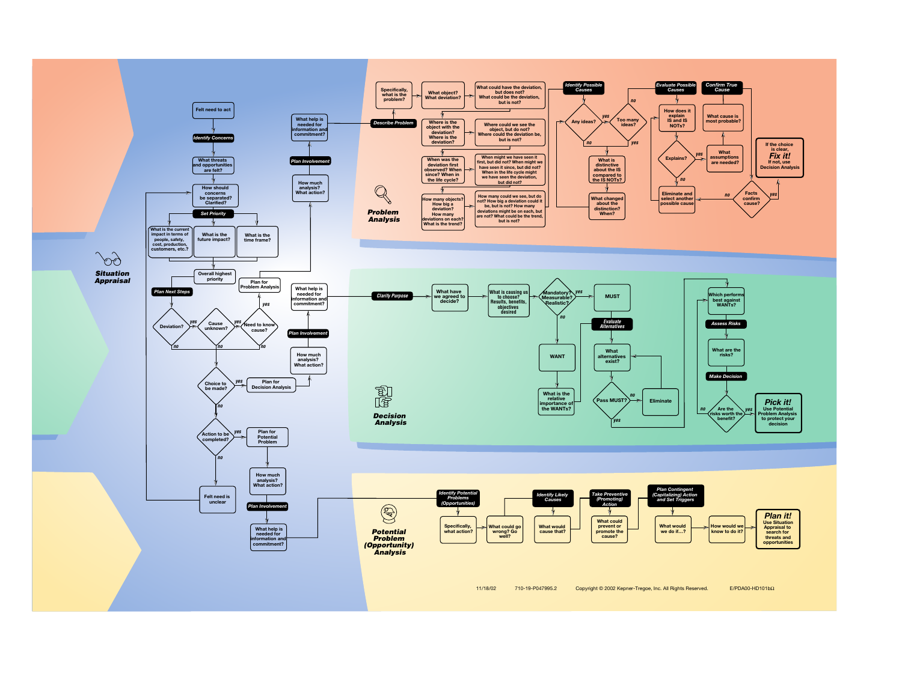## Situation Appraisal

Felt need to act

**Identify Concerns**

What threats and opportunities are felt?

How should concerns be separated? Clarified?

**Set Priority**

- What is the current impact in terms of people, safety, cost, production, customers, etc.?
- What is the future impact?
- What is the time frame?

Overall highest priority

**Plan Next Steps**

- Deviation? — yes / no
- Cause unknown? — yes / no
- Need to know cause? — yes → Plan for Problem Analysis / no
- Choice to be made? — yes → Plan for Decision Analysis / no
- Action to be completed? — yes → Plan for Potential Problem / no → Felt need is unclear

Plan for Problem Analysis → How much analysis? What action? → **Plan Involvement** → What help is needed for information and commitment?

Plan for Decision Analysis → How much analysis? What action? → **Plan Involvement** → What help is needed for information and commitment?

Plan for Potential Problem → How much analysis? What action? → **Plan Involvement** → What help is needed for information and commitment?

## Problem Analysis

**Describe Problem**

- Specifically, what is the problem?
- What object? What deviation?
- What could have the deviation, but does not? What could be the deviation, but is not?
- Where is the object with the deviation? Where is the deviation?
- Where could we see the object, but do not? Where could the deviation be, but is not?
- When was the deviation first observed? When since? When in the life cycle?
- When might we have seen it first, but did not? When might we have seen it since, but did not? When in the life cycle might we have seen the deviation, but did not?
- How many objects? How big a deviation? How many deviations on each? What is the trend?
- How many could we see, but do not? How big a deviation could it be, but is not? How many deviations might be on each, but are not? What could be the trend, but is not?

**Identify Possible Causes**

- Any ideas? — yes → Too many ideas? (yes / no); no
- What is distinctive about the IS compared to the IS NOTs?
- What changed about the distinction? When?

**Evaluate Possible Causes**

- How does it explain IS and IS NOTs?
- Explains? — yes → What assumptions are needed? / no → Eliminate and select another possible cause

**Confirm True Cause**

- What cause is most probable?
- Facts confirm cause? — yes / no

If the choice is clear, **Fix it!** If not, use Decision Analysis

## Decision Analysis

**Clarify Purpose**

- What have we agreed to decide?
- What is causing us to choose? Results, benefits, objectives desired
- Mandatory? Measurable? Realistic? — yes → MUST / no → WANT
- What is the relative importance of the WANTs?

**Evaluate Alternatives**

- What alternatives exist?
- Pass MUST? — yes / no → Eliminate
- Which performs best against WANTs?

**Assess Risks**

- What are the risks?

**Make Decision**

- Are the risks worth the benefit? — yes / no

**Pick it!** Use Potential Problem Analysis to protect your decision

## Potential Problem (Opportunity) Analysis

**Identify Potential Problems (Opportunities)**

- Specifically, what action?
- What could go wrong? Go well?

**Identify Likely Causes**

- What would cause that?

**Take Preventive (Promoting) Action**

- What could prevent or promote the cause?

**Plan Contingent (Capitalizing) Action and Set Triggers**

- What would we do if...?
- How would we know to do it?

**Plan it!** Use Situation Appraisal to search for threats and opportunities

11/18/02 710-19-P047995.2 Copyright © 2002 Kepner-Tregoe, Inc. All Rights Reserved. E/PDA00-HD101bΩ